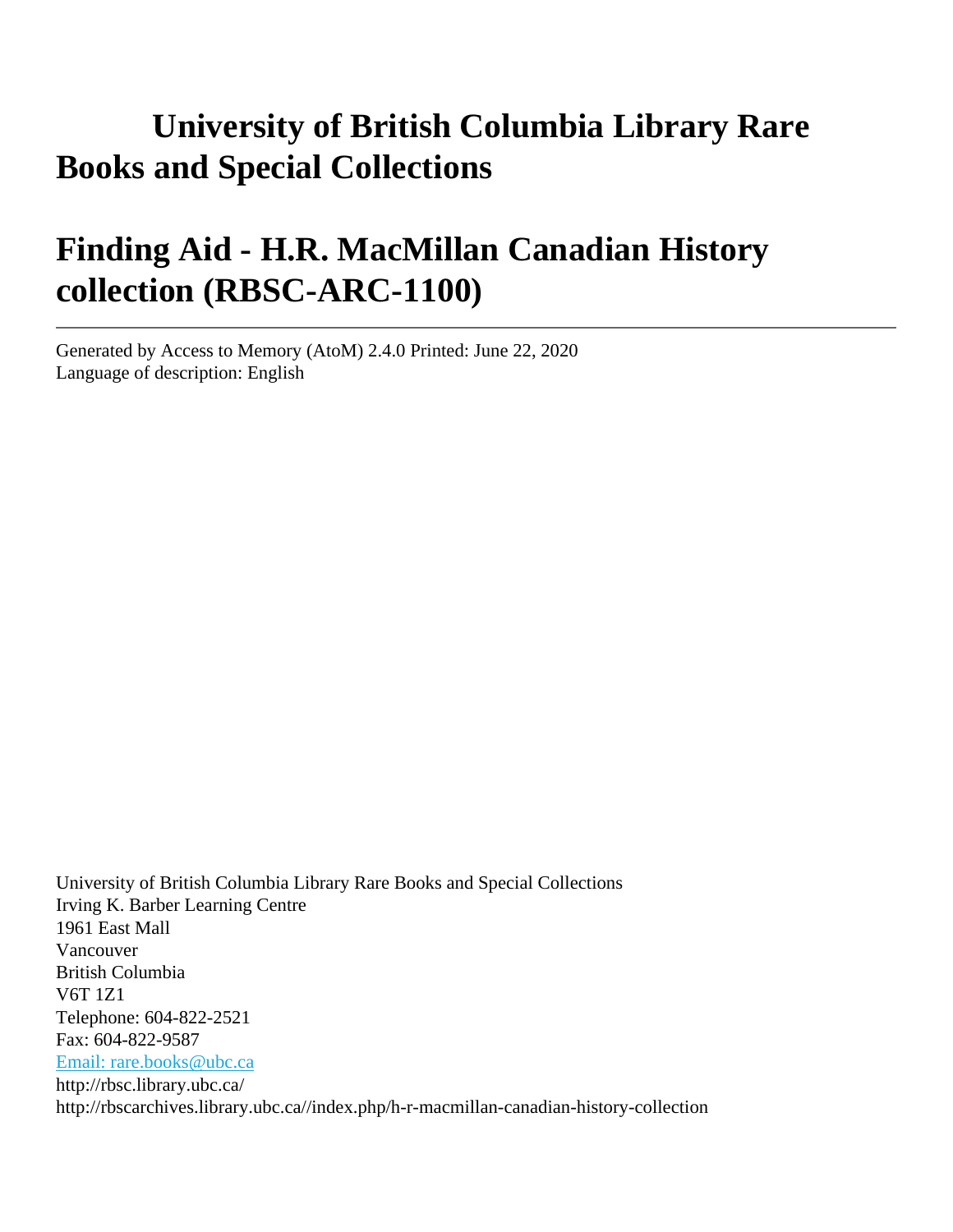# University of British Columbia Library Rare Books and Special Collections

# Finding Aid - H.R. MacMillan Canadian History collection (RBSC-ARC-1100)

---

Generated by Access to Memory (AtoM) 2.4.0 Printed: June 22, 2020
Language of description: English

University of British Columbia Library Rare Books and Special Collections
Irving K. Barber Learning Centre
1961 East Mall
Vancouver
British Columbia
V6T 1Z1
Telephone: 604-822-2521
Fax: 604-822-9587
[Email: rare.books@ubc.ca](mailto:rare.books@ubc.ca)
http://rbsc.library.ubc.ca/
http://rbscarchives.library.ubc.ca//index.php/h-r-macmillan-canadian-history-collection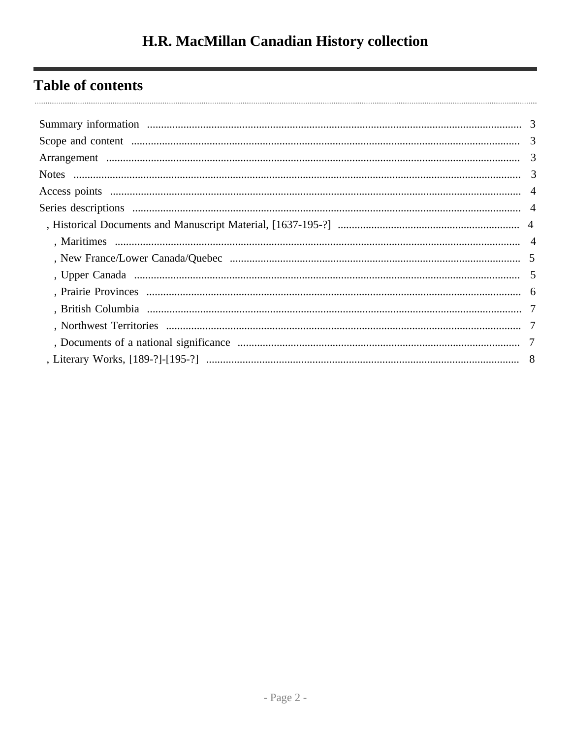# H.R. MacMillan Canadian History collection

## Table of contents

- Summary information ..... 3
- Scope and content ..... 3
- Arrangement ..... 3
- Notes ..... 3
- Access points ..... 4
- Series descriptions ..... 4
  - , Historical Documents and Manuscript Material, [1637-195-?] ..... 4
    - , Maritimes ..... 4
    - , New France/Lower Canada/Quebec ..... 5
    - , Upper Canada ..... 5
    - , Prairie Provinces ..... 6
    - , British Columbia ..... 7
    - , Northwest Territories ..... 7
    - , Documents of a national significance ..... 7
  - , Literary Works, [189-?]-[195-?] ..... 8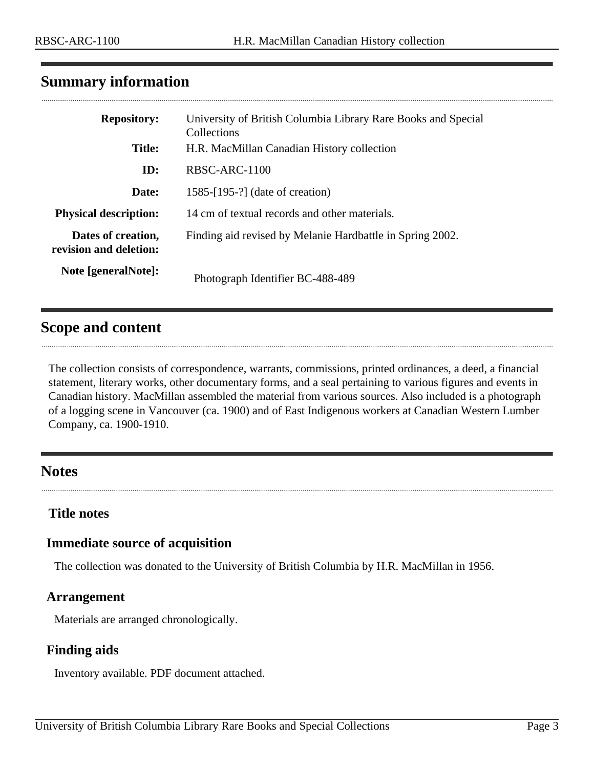## Summary information

| | |
|---|---|
| **Repository:** | University of British Columbia Library Rare Books and Special Collections |
| **Title:** | H.R. MacMillan Canadian History collection |
| **ID:** | RBSC-ARC-1100 |
| **Date:** | 1585-[195-?] (date of creation) |
| **Physical description:** | 14 cm of textual records and other materials. |
| **Dates of creation, revision and deletion:** | Finding aid revised by Melanie Hardbattle in Spring 2002. |
| **Note [generalNote]:** | Photograph Identifier BC-488-489 |

## Scope and content

The collection consists of correspondence, warrants, commissions, printed ordinances, a deed, a financial statement, literary works, other documentary forms, and a seal pertaining to various figures and events in Canadian history. MacMillan assembled the material from various sources. Also included is a photograph of a logging scene in Vancouver (ca. 1900) and of East Indigenous workers at Canadian Western Lumber Company, ca. 1900-1910.

## Notes

### Title notes

### Immediate source of acquisition

The collection was donated to the University of British Columbia by H.R. MacMillan in 1956.

### Arrangement

Materials are arranged chronologically.

### Finding aids

Inventory available. PDF document attached.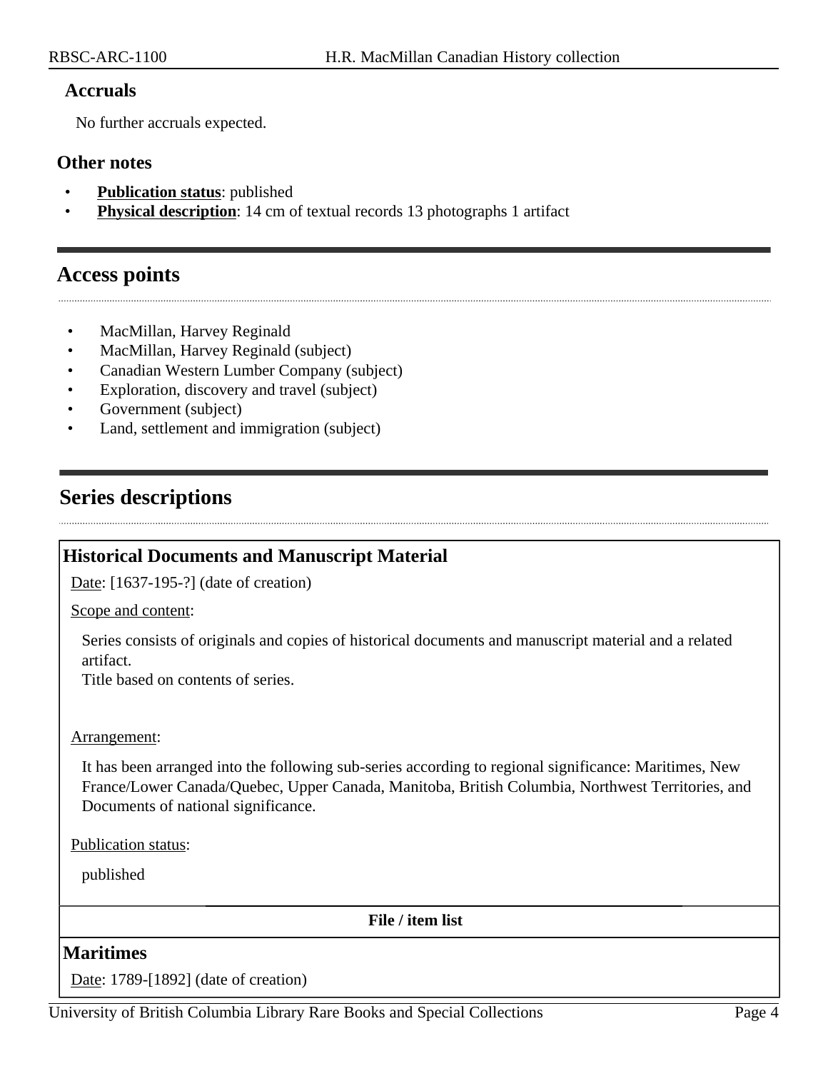### Accruals

No further accruals expected.

### Other notes

- **Publication status**: published
- **Physical description**: 14 cm of textual records 13 photographs 1 artifact

## Access points

- MacMillan, Harvey Reginald
- MacMillan, Harvey Reginald (subject)
- Canadian Western Lumber Company (subject)
- Exploration, discovery and travel (subject)
- Government (subject)
- Land, settlement and immigration (subject)

## Series descriptions

### Historical Documents and Manuscript Material

Date: [1637-195-?] (date of creation)

Scope and content:

Series consists of originals and copies of historical documents and manuscript material and a related artifact.
Title based on contents of series.

Arrangement:

It has been arranged into the following sub-series according to regional significance: Maritimes, New France/Lower Canada/Quebec, Upper Canada, Manitoba, British Columbia, Northwest Territories, and Documents of national significance.

Publication status:

published

**File / item list**

### Maritimes

Date: 1789-[1892] (date of creation)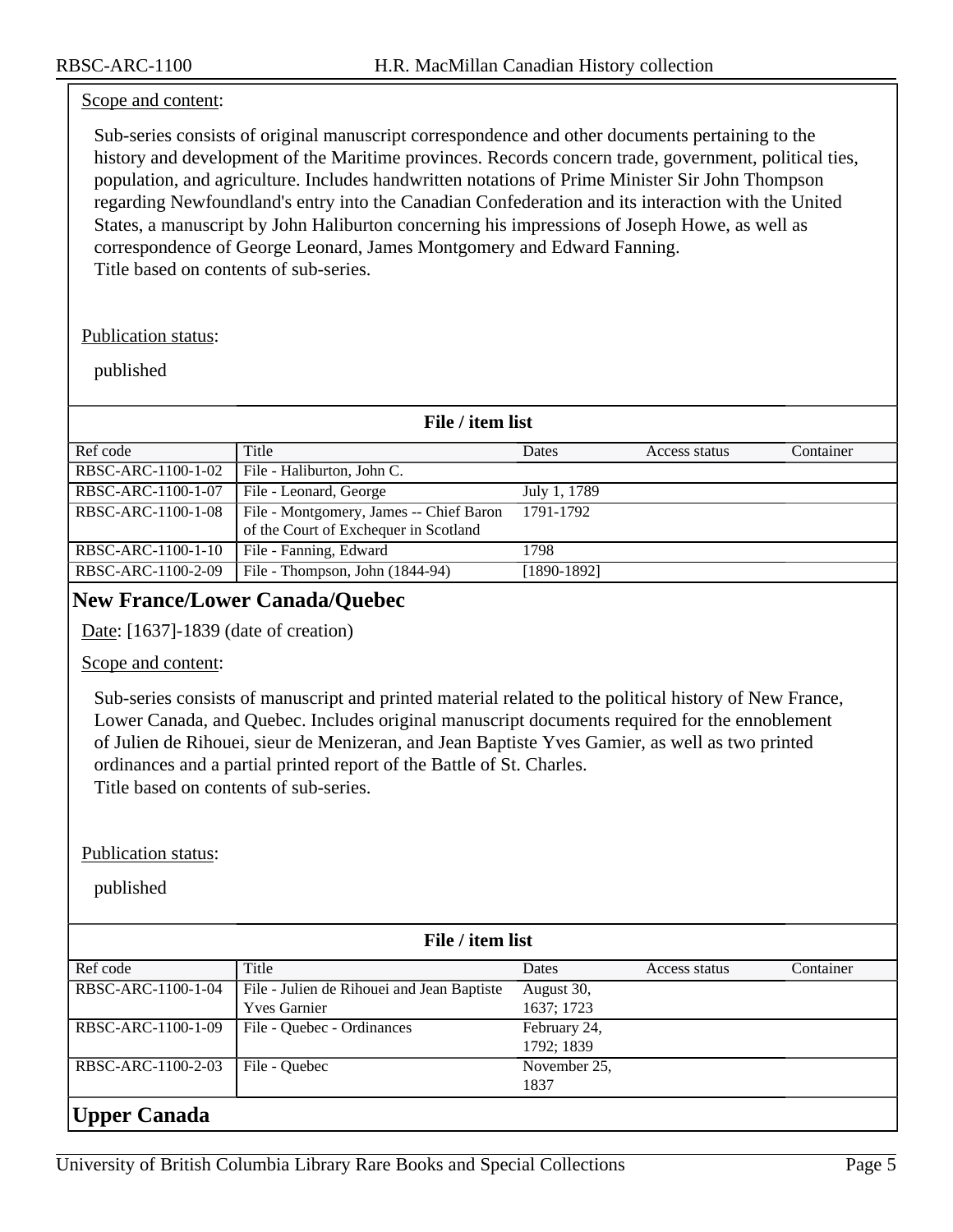Scope and content:

Sub-series consists of original manuscript correspondence and other documents pertaining to the history and development of the Maritime provinces. Records concern trade, government, political ties, population, and agriculture. Includes handwritten notations of Prime Minister Sir John Thompson regarding Newfoundland's entry into the Canadian Confederation and its interaction with the United States, a manuscript by John Haliburton concerning his impressions of Joseph Howe, as well as correspondence of George Leonard, James Montgomery and Edward Fanning.
Title based on contents of sub-series.

Publication status:

published

**File / item list**

| Ref code | Title | Dates | Access status | Container |
|---|---|---|---|---|
| RBSC-ARC-1100-1-02 | File - Haliburton, John C. | | | |
| RBSC-ARC-1100-1-07 | File - Leonard, George | July 1, 1789 | | |
| RBSC-ARC-1100-1-08 | File - Montgomery, James -- Chief Baron of the Court of Exchequer in Scotland | 1791-1792 | | |
| RBSC-ARC-1100-1-10 | File - Fanning, Edward | 1798 | | |
| RBSC-ARC-1100-2-09 | File - Thompson, John (1844-94) | [1890-1892] | | |

## New France/Lower Canada/Quebec

Date: [1637]-1839 (date of creation)

Scope and content:

Sub-series consists of manuscript and printed material related to the political history of New France, Lower Canada, and Quebec. Includes original manuscript documents required for the ennoblement of Julien de Rihouei, sieur de Menizeran, and Jean Baptiste Yves Gamier, as well as two printed ordinances and a partial printed report of the Battle of St. Charles.
Title based on contents of sub-series.

Publication status:

published

**File / item list**

| Ref code | Title | Dates | Access status | Container |
|---|---|---|---|---|
| RBSC-ARC-1100-1-04 | File - Julien de Rihouei and Jean Baptiste Yves Garnier | August 30, 1637; 1723 | | |
| RBSC-ARC-1100-1-09 | File - Quebec - Ordinances | February 24, 1792; 1839 | | |
| RBSC-ARC-1100-2-03 | File - Quebec | November 25, 1837 | | |

## Upper Canada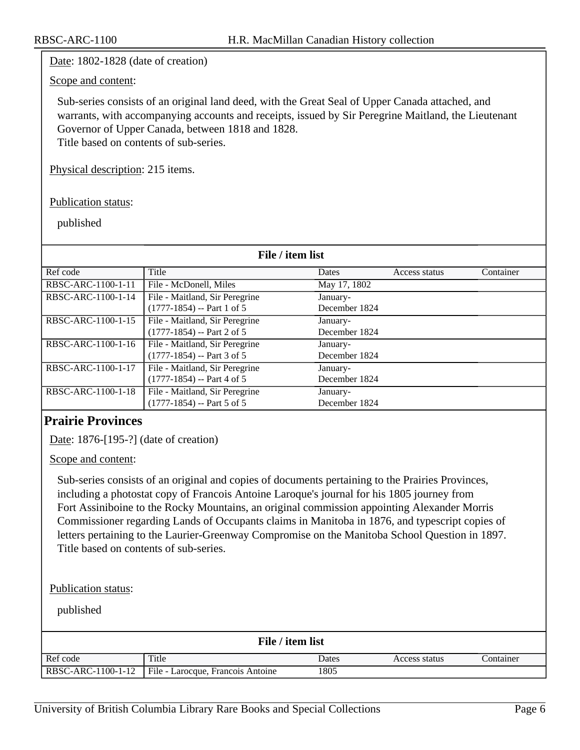Date: 1802-1828 (date of creation)

Scope and content:

Sub-series consists of an original land deed, with the Great Seal of Upper Canada attached, and warrants, with accompanying accounts and receipts, issued by Sir Peregrine Maitland, the Lieutenant Governor of Upper Canada, between 1818 and 1828.
Title based on contents of sub-series.

Physical description: 215 items.

Publication status:

published

**File / item list**

| Ref code | Title | Dates | Access status | Container |
|---|---|---|---|---|
| RBSC-ARC-1100-1-11 | File - McDonell, Miles | May 17, 1802 | | |
| RBSC-ARC-1100-1-14 | File - Maitland, Sir Peregrine (1777-1854) -- Part 1 of 5 | January-December 1824 | | |
| RBSC-ARC-1100-1-15 | File - Maitland, Sir Peregrine (1777-1854) -- Part 2 of 5 | January-December 1824 | | |
| RBSC-ARC-1100-1-16 | File - Maitland, Sir Peregrine (1777-1854) -- Part 3 of 5 | January-December 1824 | | |
| RBSC-ARC-1100-1-17 | File - Maitland, Sir Peregrine (1777-1854) -- Part 4 of 5 | January-December 1824 | | |
| RBSC-ARC-1100-1-18 | File - Maitland, Sir Peregrine (1777-1854) -- Part 5 of 5 | January-December 1824 | | |

## Prairie Provinces

Date: 1876-[195-?] (date of creation)

Scope and content:

Sub-series consists of an original and copies of documents pertaining to the Prairies Provinces, including a photostat copy of Francois Antoine Laroque's journal for his 1805 journey from Fort Assiniboine to the Rocky Mountains, an original commission appointing Alexander Morris Commissioner regarding Lands of Occupants claims in Manitoba in 1876, and typescript copies of letters pertaining to the Laurier-Greenway Compromise on the Manitoba School Question in 1897.
Title based on contents of sub-series.

Publication status:

published

**File / item list**

| Ref code | Title | Dates | Access status | Container |
|---|---|---|---|---|
| RBSC-ARC-1100-1-12 | File - Larocque, Francois Antoine | 1805 | | |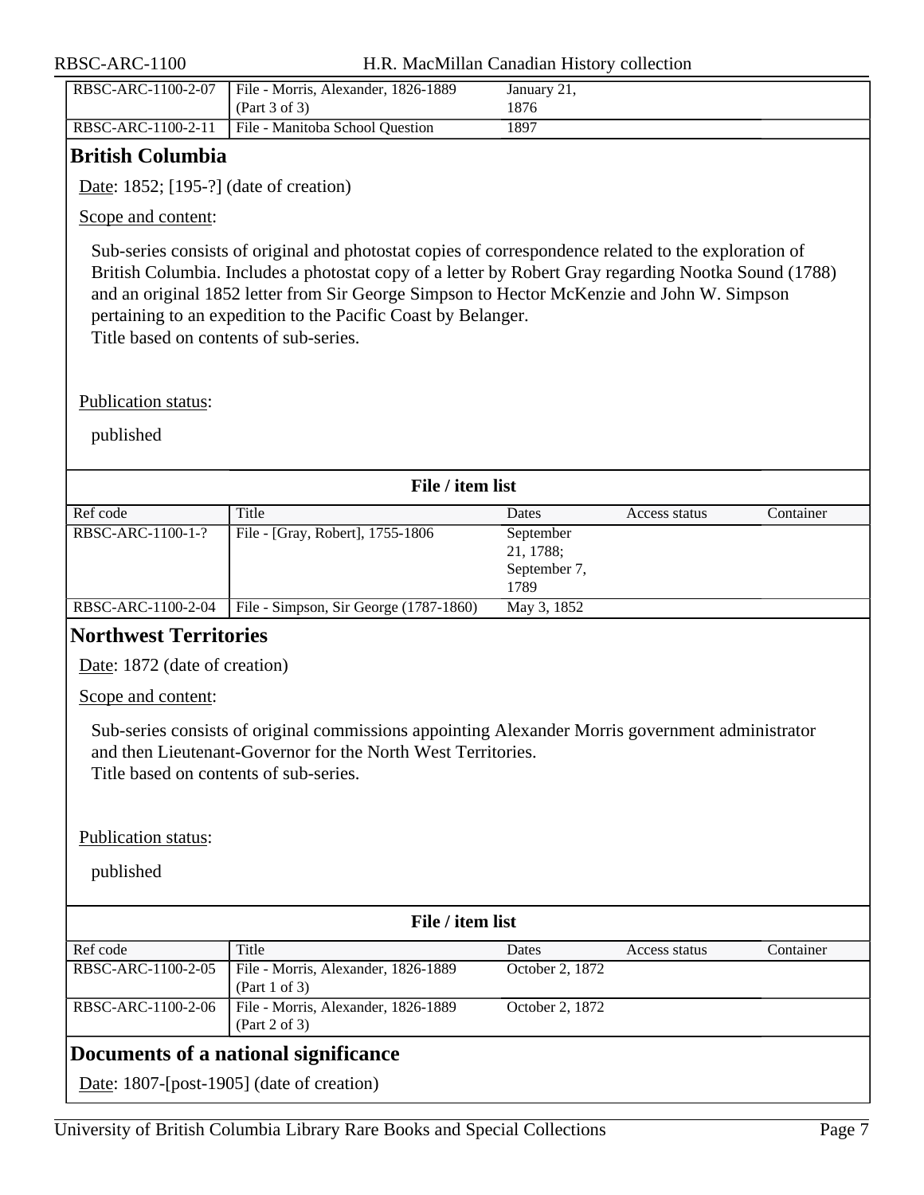| RBSC-ARC-1100-2-07 | File - Morris, Alexander, 1826-1889 (Part 3 of 3) | January 21, 1876 | | |
|---|---|---|---|---|
| RBSC-ARC-1100-2-11 | File - Manitoba School Question | 1897 | | |

## British Columbia

Date: 1852; [195-?] (date of creation)

Scope and content:

Sub-series consists of original and photostat copies of correspondence related to the exploration of British Columbia. Includes a photostat copy of a letter by Robert Gray regarding Nootka Sound (1788) and an original 1852 letter from Sir George Simpson to Hector McKenzie and John W. Simpson pertaining to an expedition to the Pacific Coast by Belanger.
Title based on contents of sub-series.

Publication status:

published

**File / item list**

| Ref code | Title | Dates | Access status | Container |
|---|---|---|---|---|
| RBSC-ARC-1100-1-? | File - [Gray, Robert], 1755-1806 | September 21, 1788; September 7, 1789 | | |
| RBSC-ARC-1100-2-04 | File - Simpson, Sir George (1787-1860) | May 3, 1852 | | |

## Northwest Territories

Date: 1872 (date of creation)

Scope and content:

Sub-series consists of original commissions appointing Alexander Morris government administrator and then Lieutenant-Governor for the North West Territories.
Title based on contents of sub-series.

Publication status:

published

**File / item list**

| Ref code | Title | Dates | Access status | Container |
|---|---|---|---|---|
| RBSC-ARC-1100-2-05 | File - Morris, Alexander, 1826-1889 (Part 1 of 3) | October 2, 1872 | | |
| RBSC-ARC-1100-2-06 | File - Morris, Alexander, 1826-1889 (Part 2 of 3) | October 2, 1872 | | |

## Documents of a national significance

Date: 1807-[post-1905] (date of creation)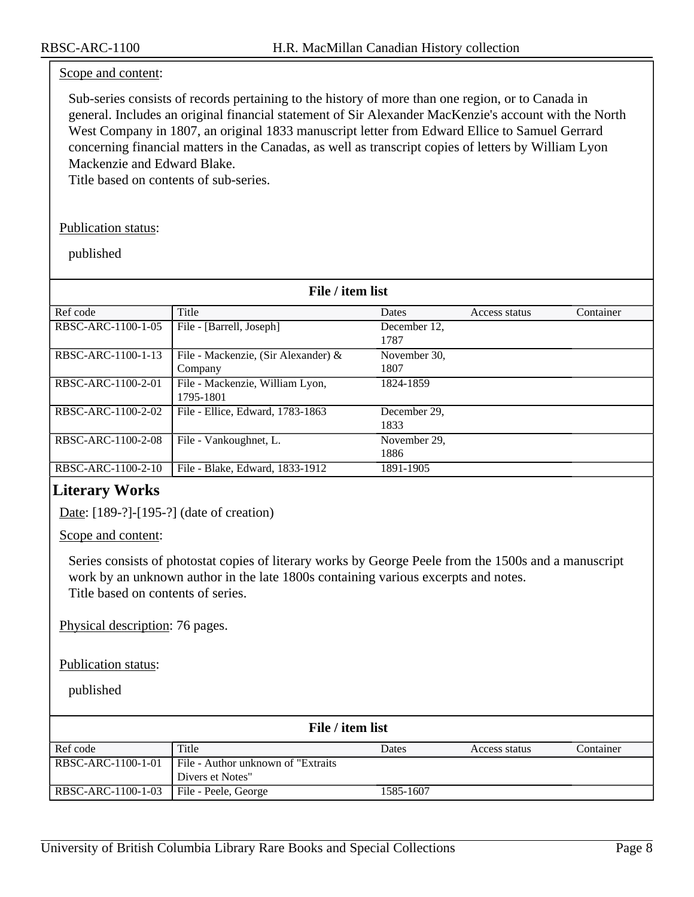Scope and content:

Sub-series consists of records pertaining to the history of more than one region, or to Canada in general. Includes an original financial statement of Sir Alexander MacKenzie's account with the North West Company in 1807, an original 1833 manuscript letter from Edward Ellice to Samuel Gerrard concerning financial matters in the Canadas, as well as transcript copies of letters by William Lyon Mackenzie and Edward Blake.
Title based on contents of sub-series.

Publication status:

published

**File / item list**

| Ref code | Title | Dates | Access status | Container |
|---|---|---|---|---|
| RBSC-ARC-1100-1-05 | File - [Barrell, Joseph] | December 12, 1787 | | |
| RBSC-ARC-1100-1-13 | File - Mackenzie, (Sir Alexander) & Company | November 30, 1807 | | |
| RBSC-ARC-1100-2-01 | File - Mackenzie, William Lyon, 1795-1801 | 1824-1859 | | |
| RBSC-ARC-1100-2-02 | File - Ellice, Edward, 1783-1863 | December 29, 1833 | | |
| RBSC-ARC-1100-2-08 | File - Vankoughnet, L. | November 29, 1886 | | |
| RBSC-ARC-1100-2-10 | File - Blake, Edward, 1833-1912 | 1891-1905 | | |

## Literary Works

Date: [189-?]-[195-?] (date of creation)

Scope and content:

Series consists of photostat copies of literary works by George Peele from the 1500s and a manuscript work by an unknown author in the late 1800s containing various excerpts and notes.
Title based on contents of series.

Physical description: 76 pages.

Publication status:

published

**File / item list**

| Ref code | Title | Dates | Access status | Container |
|---|---|---|---|---|
| RBSC-ARC-1100-1-01 | File - Author unknown of "Extraits Divers et Notes" | | | |
| RBSC-ARC-1100-1-03 | File - Peele, George | 1585-1607 | | |